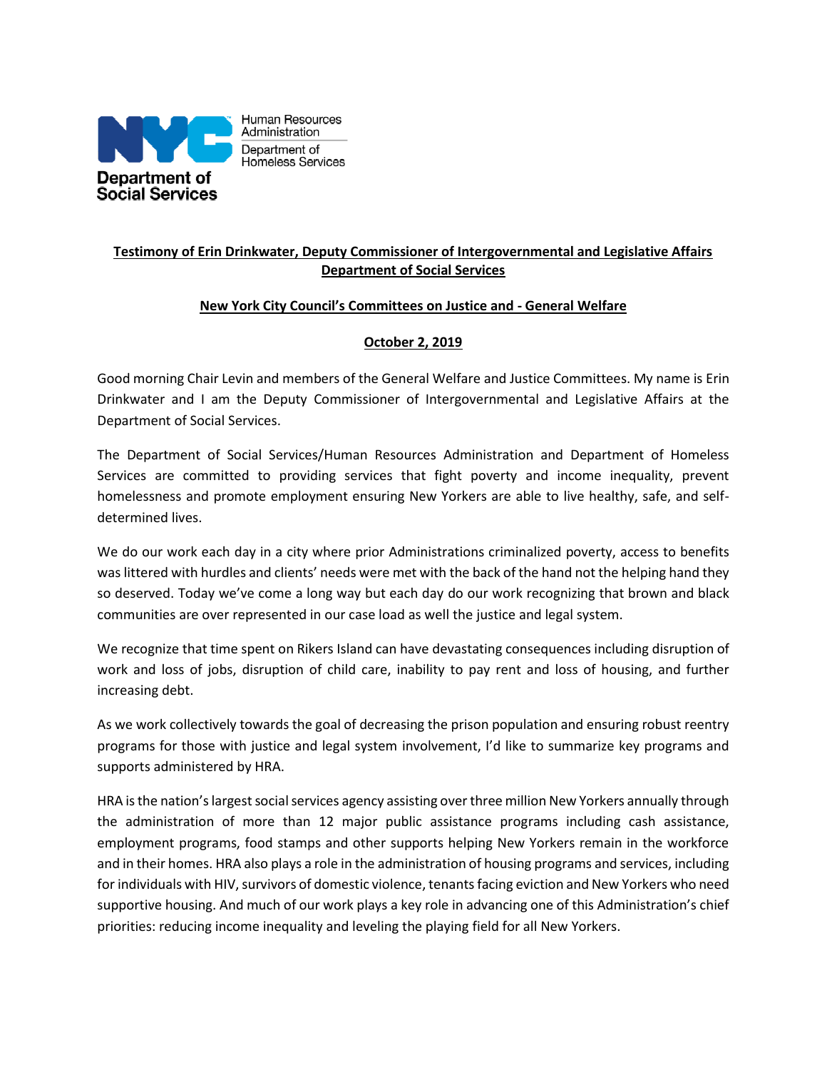Human Resources Administration

Department of Homeless Services

Department of Social Services

**Testimony of Erin Drinkwater, Deputy Commissioner of Intergovernmental and Legislative Affairs Department of Social Services**

**New York City Council's Committees on Justice and - General Welfare**

**October 2, 2019**

Good morning Chair Levin and members of the General Welfare and Justice Committees. My name is Erin Drinkwater and I am the Deputy Commissioner of Intergovernmental and Legislative Affairs at the Department of Social Services.

The Department of Social Services/Human Resources Administration and Department of Homeless Services are committed to providing services that fight poverty and income inequality, prevent homelessness and promote employment ensuring New Yorkers are able to live healthy, safe, and self-determined lives.

We do our work each day in a city where prior Administrations criminalized poverty, access to benefits was littered with hurdles and clients' needs were met with the back of the hand not the helping hand they so deserved. Today we've come a long way but each day do our work recognizing that brown and black communities are over represented in our case load as well the justice and legal system.

We recognize that time spent on Rikers Island can have devastating consequences including disruption of work and loss of jobs, disruption of child care, inability to pay rent and loss of housing, and further increasing debt.

As we work collectively towards the goal of decreasing the prison population and ensuring robust reentry programs for those with justice and legal system involvement, I'd like to summarize key programs and supports administered by HRA.

HRA is the nation's largest social services agency assisting over three million New Yorkers annually through the administration of more than 12 major public assistance programs including cash assistance, employment programs, food stamps and other supports helping New Yorkers remain in the workforce and in their homes. HRA also plays a role in the administration of housing programs and services, including for individuals with HIV, survivors of domestic violence, tenants facing eviction and New Yorkers who need supportive housing. And much of our work plays a key role in advancing one of this Administration's chief priorities: reducing income inequality and leveling the playing field for all New Yorkers.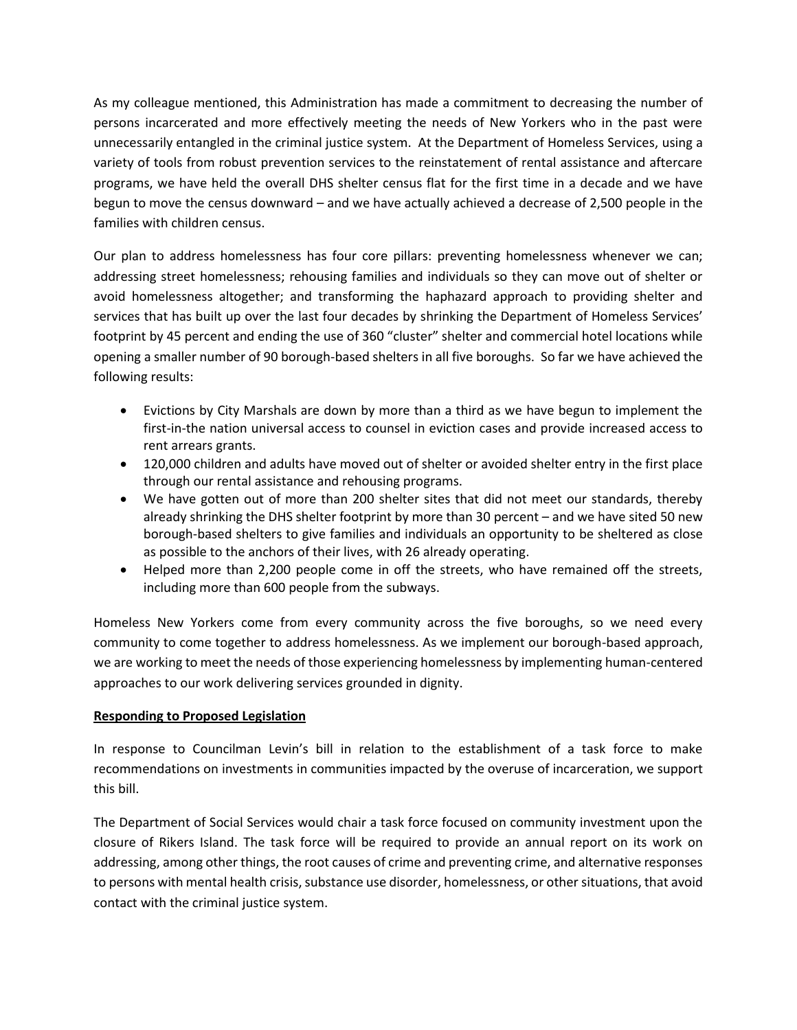As my colleague mentioned, this Administration has made a commitment to decreasing the number of persons incarcerated and more effectively meeting the needs of New Yorkers who in the past were unnecessarily entangled in the criminal justice system. At the Department of Homeless Services, using a variety of tools from robust prevention services to the reinstatement of rental assistance and aftercare programs, we have held the overall DHS shelter census flat for the first time in a decade and we have begun to move the census downward – and we have actually achieved a decrease of 2,500 people in the families with children census.

Our plan to address homelessness has four core pillars: preventing homelessness whenever we can; addressing street homelessness; rehousing families and individuals so they can move out of shelter or avoid homelessness altogether; and transforming the haphazard approach to providing shelter and services that has built up over the last four decades by shrinking the Department of Homeless Services' footprint by 45 percent and ending the use of 360 "cluster" shelter and commercial hotel locations while opening a smaller number of 90 borough-based shelters in all five boroughs. So far we have achieved the following results:

- Evictions by City Marshals are down by more than a third as we have begun to implement the first-in-the nation universal access to counsel in eviction cases and provide increased access to rent arrears grants.
- 120,000 children and adults have moved out of shelter or avoided shelter entry in the first place through our rental assistance and rehousing programs.
- We have gotten out of more than 200 shelter sites that did not meet our standards, thereby already shrinking the DHS shelter footprint by more than 30 percent – and we have sited 50 new borough-based shelters to give families and individuals an opportunity to be sheltered as close as possible to the anchors of their lives, with 26 already operating.
- Helped more than 2,200 people come in off the streets, who have remained off the streets, including more than 600 people from the subways.

Homeless New Yorkers come from every community across the five boroughs, so we need every community to come together to address homelessness. As we implement our borough-based approach, we are working to meet the needs of those experiencing homelessness by implementing human-centered approaches to our work delivering services grounded in dignity.

**Responding to Proposed Legislation**

In response to Councilman Levin's bill in relation to the establishment of a task force to make recommendations on investments in communities impacted by the overuse of incarceration, we support this bill.

The Department of Social Services would chair a task force focused on community investment upon the closure of Rikers Island. The task force will be required to provide an annual report on its work on addressing, among other things, the root causes of crime and preventing crime, and alternative responses to persons with mental health crisis, substance use disorder, homelessness, or other situations, that avoid contact with the criminal justice system.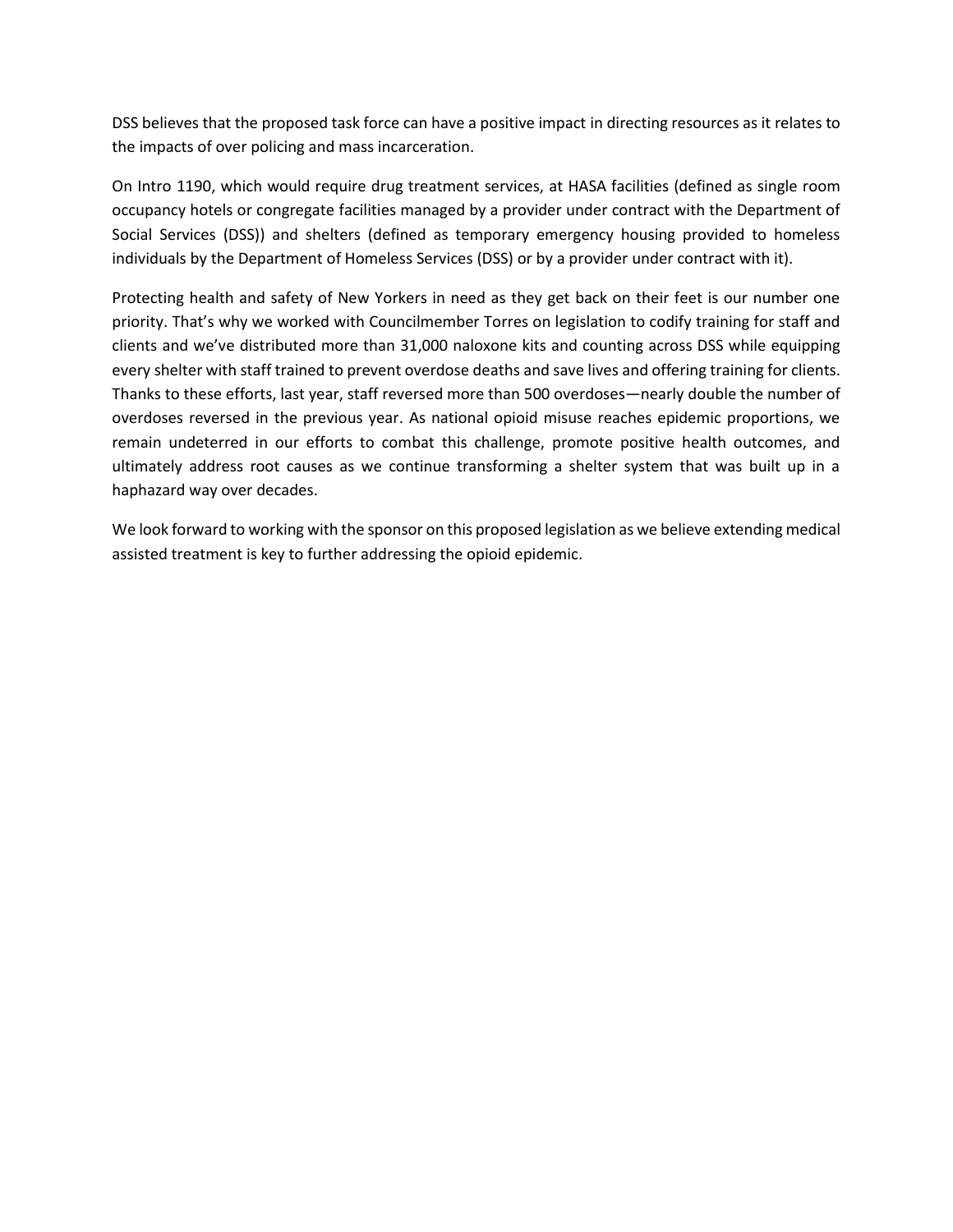DSS believes that the proposed task force can have a positive impact in directing resources as it relates to the impacts of over policing and mass incarceration.

On Intro 1190, which would require drug treatment services, at HASA facilities (defined as single room occupancy hotels or congregate facilities managed by a provider under contract with the Department of Social Services (DSS)) and shelters (defined as temporary emergency housing provided to homeless individuals by the Department of Homeless Services (DSS) or by a provider under contract with it).

Protecting health and safety of New Yorkers in need as they get back on their feet is our number one priority. That's why we worked with Councilmember Torres on legislation to codify training for staff and clients and we've distributed more than 31,000 naloxone kits and counting across DSS while equipping every shelter with staff trained to prevent overdose deaths and save lives and offering training for clients. Thanks to these efforts, last year, staff reversed more than 500 overdoses—nearly double the number of overdoses reversed in the previous year. As national opioid misuse reaches epidemic proportions, we remain undeterred in our efforts to combat this challenge, promote positive health outcomes, and ultimately address root causes as we continue transforming a shelter system that was built up in a haphazard way over decades.

We look forward to working with the sponsor on this proposed legislation as we believe extending medical assisted treatment is key to further addressing the opioid epidemic.